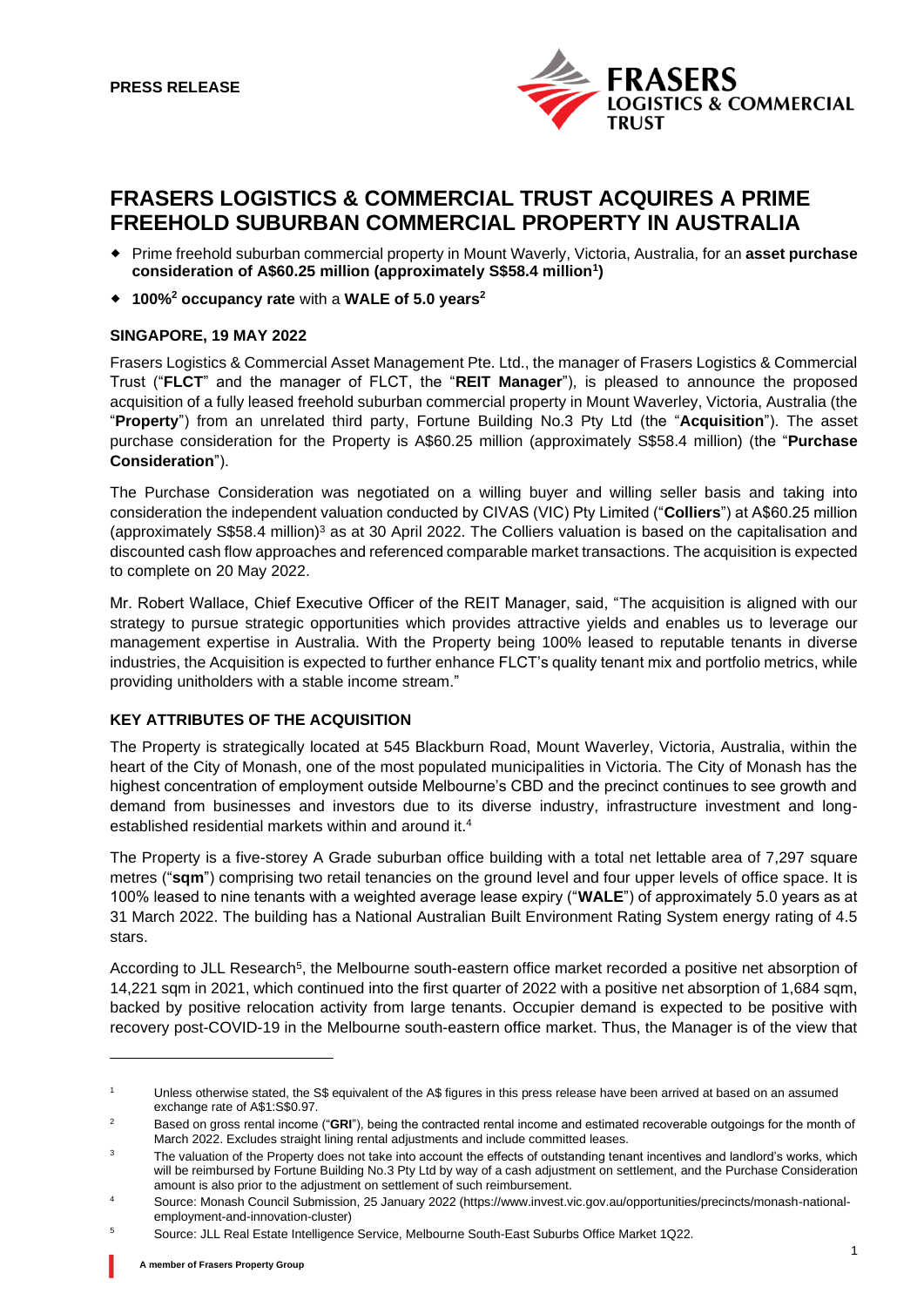**PRESS RELEASE**

# FRASERS LOGISTICS & COMMERCIAL TRUST ACQUIRES A PRIME FREEHOLD SUBURBAN COMMERCIAL PROPERTY IN AUSTRALIA

- Prime freehold suburban commercial property in Mount Waverly, Victoria, Australia, for an **asset purchase consideration of A$60.25 million (approximately S$58.4 million[1])**
- **100%[2] occupancy rate** with a **WALE of 5.0 years[2]**

**SINGAPORE, 19 MAY 2022**

Frasers Logistics & Commercial Asset Management Pte. Ltd., the manager of Frasers Logistics & Commercial Trust ("**FLCT**" and the manager of FLCT, the "**REIT Manager**"), is pleased to announce the proposed acquisition of a fully leased freehold suburban commercial property in Mount Waverley, Victoria, Australia (the "**Property**") from an unrelated third party, Fortune Building No.3 Pty Ltd (the "**Acquisition**"). The asset purchase consideration for the Property is A$60.25 million (approximately S$58.4 million) (the "**Purchase Consideration**").

The Purchase Consideration was negotiated on a willing buyer and willing seller basis and taking into consideration the independent valuation conducted by CIVAS (VIC) Pty Limited ("**Colliers**") at A$60.25 million (approximately S$58.4 million)[3] as at 30 April 2022. The Colliers valuation is based on the capitalisation and discounted cash flow approaches and referenced comparable market transactions. The acquisition is expected to complete on 20 May 2022.

Mr. Robert Wallace, Chief Executive Officer of the REIT Manager, said, "The acquisition is aligned with our strategy to pursue strategic opportunities which provides attractive yields and enables us to leverage our management expertise in Australia. With the Property being 100% leased to reputable tenants in diverse industries, the Acquisition is expected to further enhance FLCT's quality tenant mix and portfolio metrics, while providing unitholders with a stable income stream."

**KEY ATTRIBUTES OF THE ACQUISITION**

The Property is strategically located at 545 Blackburn Road, Mount Waverley, Victoria, Australia, within the heart of the City of Monash, one of the most populated municipalities in Victoria. The City of Monash has the highest concentration of employment outside Melbourne's CBD and the precinct continues to see growth and demand from businesses and investors due to its diverse industry, infrastructure investment and long-established residential markets within and around it.[4]

The Property is a five-storey A Grade suburban office building with a total net lettable area of 7,297 square metres ("**sqm**") comprising two retail tenancies on the ground level and four upper levels of office space. It is 100% leased to nine tenants with a weighted average lease expiry ("**WALE**") of approximately 5.0 years as at 31 March 2022. The building has a National Australian Built Environment Rating System energy rating of 4.5 stars.

According to JLL Research[5], the Melbourne south-eastern office market recorded a positive net absorption of 14,221 sqm in 2021, which continued into the first quarter of 2022 with a positive net absorption of 1,684 sqm, backed by positive relocation activity from large tenants. Occupier demand is expected to be positive with recovery post-COVID-19 in the Melbourne south-eastern office market. Thus, the Manager is of the view that

---

[1] Unless otherwise stated, the S$ equivalent of the A$ figures in this press release have been arrived at based on an assumed exchange rate of A$1:S$0.97.

[2] Based on gross rental income ("**GRI**"), being the contracted rental income and estimated recoverable outgoings for the month of March 2022. Excludes straight lining rental adjustments and include committed leases.

[3] The valuation of the Property does not take into account the effects of outstanding tenant incentives and landlord's works, which will be reimbursed by Fortune Building No.3 Pty Ltd by way of a cash adjustment on settlement, and the Purchase Consideration amount is also prior to the adjustment on settlement of such reimbursement.

[4] Source: Monash Council Submission, 25 January 2022 (https://www.invest.vic.gov.au/opportunities/precincts/monash-national-employment-and-innovation-cluster)

[5] Source: JLL Real Estate Intelligence Service, Melbourne South-East Suburbs Office Market 1Q22.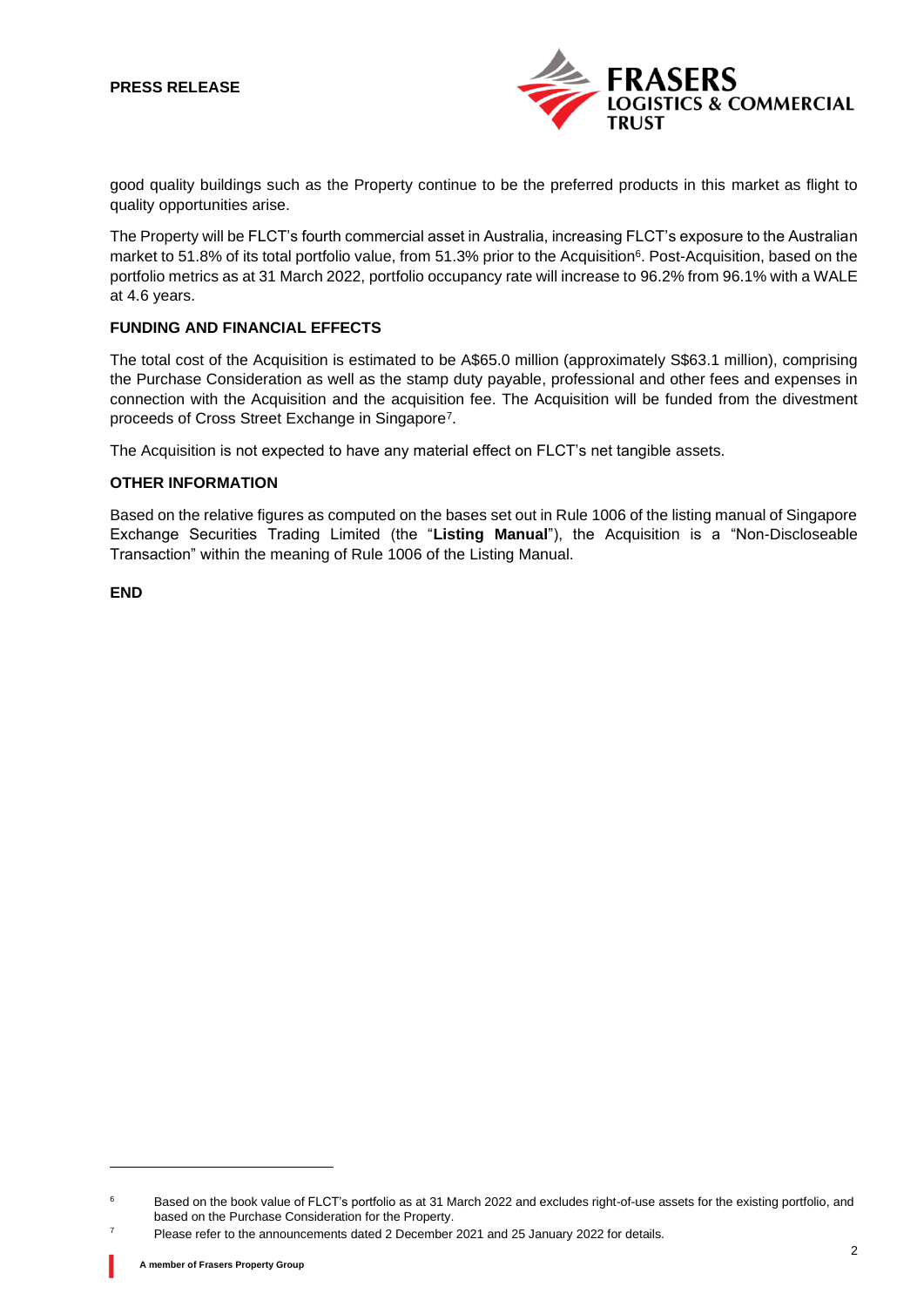good quality buildings such as the Property continue to be the preferred products in this market as flight to quality opportunities arise.

The Property will be FLCT's fourth commercial asset in Australia, increasing FLCT's exposure to the Australian market to 51.8% of its total portfolio value, from 51.3% prior to the Acquisition[6]. Post-Acquisition, based on the portfolio metrics as at 31 March 2022, portfolio occupancy rate will increase to 96.2% from 96.1% with a WALE at 4.6 years.

**FUNDING AND FINANCIAL EFFECTS**

The total cost of the Acquisition is estimated to be A$65.0 million (approximately S$63.1 million), comprising the Purchase Consideration as well as the stamp duty payable, professional and other fees and expenses in connection with the Acquisition and the acquisition fee. The Acquisition will be funded from the divestment proceeds of Cross Street Exchange in Singapore[7].

The Acquisition is not expected to have any material effect on FLCT's net tangible assets.

**OTHER INFORMATION**

Based on the relative figures as computed on the bases set out in Rule 1006 of the listing manual of Singapore Exchange Securities Trading Limited (the "**Listing Manual**"), the Acquisition is a "Non-Discloseable Transaction" within the meaning of Rule 1006 of the Listing Manual.

**END**

---

[6] Based on the book value of FLCT's portfolio as at 31 March 2022 and excludes right-of-use assets for the existing portfolio, and based on the Purchase Consideration for the Property.

[7] Please refer to the announcements dated 2 December 2021 and 25 January 2022 for details.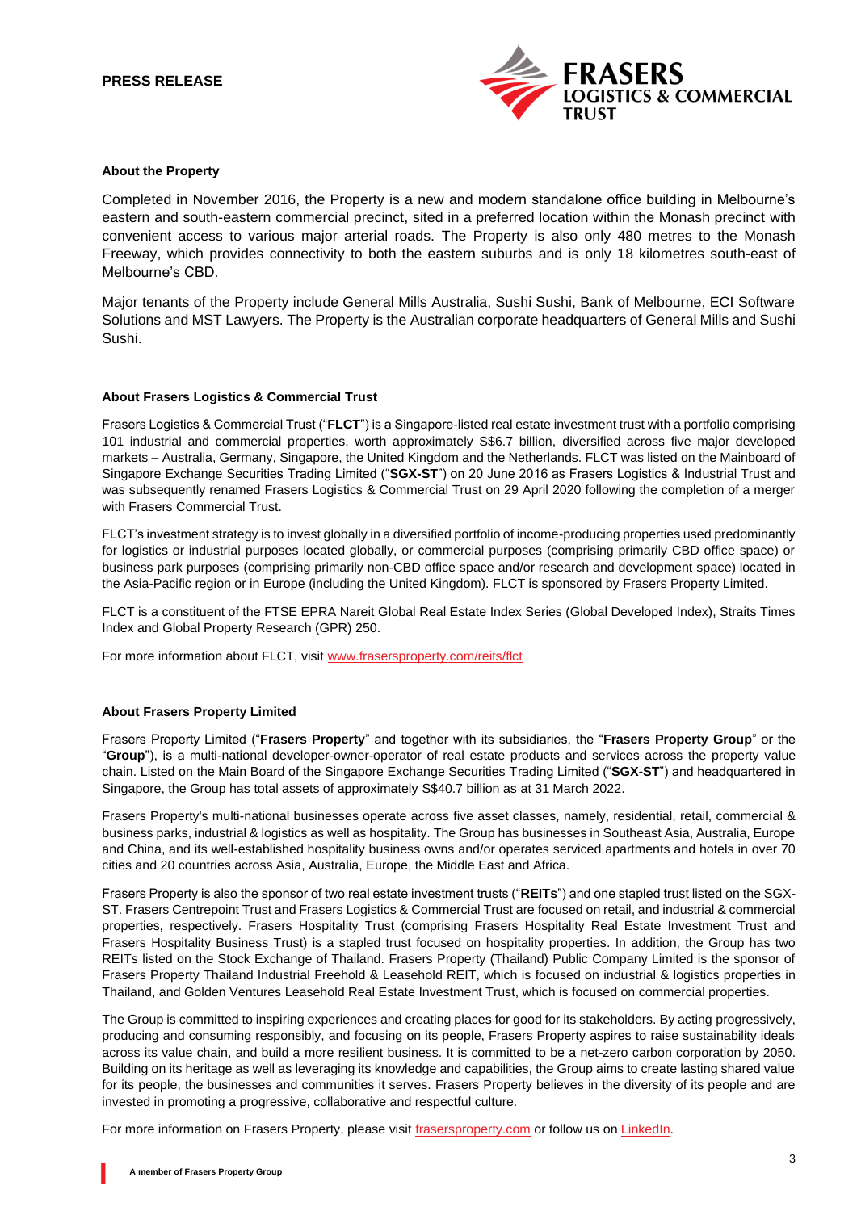### About the Property

Completed in November 2016, the Property is a new and modern standalone office building in Melbourne's eastern and south-eastern commercial precinct, sited in a preferred location within the Monash precinct with convenient access to various major arterial roads. The Property is also only 480 metres to the Monash Freeway, which provides connectivity to both the eastern suburbs and is only 18 kilometres south-east of Melbourne's CBD.

Major tenants of the Property include General Mills Australia, Sushi Sushi, Bank of Melbourne, ECI Software Solutions and MST Lawyers. The Property is the Australian corporate headquarters of General Mills and Sushi Sushi.

### About Frasers Logistics & Commercial Trust

Frasers Logistics & Commercial Trust ("**FLCT**") is a Singapore-listed real estate investment trust with a portfolio comprising 101 industrial and commercial properties, worth approximately S$6.7 billion, diversified across five major developed markets – Australia, Germany, Singapore, the United Kingdom and the Netherlands. FLCT was listed on the Mainboard of Singapore Exchange Securities Trading Limited ("**SGX-ST**") on 20 June 2016 as Frasers Logistics & Industrial Trust and was subsequently renamed Frasers Logistics & Commercial Trust on 29 April 2020 following the completion of a merger with Frasers Commercial Trust.

FLCT's investment strategy is to invest globally in a diversified portfolio of income-producing properties used predominantly for logistics or industrial purposes located globally, or commercial purposes (comprising primarily CBD office space) or business park purposes (comprising primarily non-CBD office space and/or research and development space) located in the Asia-Pacific region or in Europe (including the United Kingdom). FLCT is sponsored by Frasers Property Limited.

FLCT is a constituent of the FTSE EPRA Nareit Global Real Estate Index Series (Global Developed Index), Straits Times Index and Global Property Research (GPR) 250.

For more information about FLCT, visit www.frasersproperty.com/reits/flct

### About Frasers Property Limited

Frasers Property Limited ("**Frasers Property**" and together with its subsidiaries, the "**Frasers Property Group**" or the "**Group**"), is a multi-national developer-owner-operator of real estate products and services across the property value chain. Listed on the Main Board of the Singapore Exchange Securities Trading Limited ("**SGX-ST**") and headquartered in Singapore, the Group has total assets of approximately S$40.7 billion as at 31 March 2022.

Frasers Property's multi-national businesses operate across five asset classes, namely, residential, retail, commercial & business parks, industrial & logistics as well as hospitality. The Group has businesses in Southeast Asia, Australia, Europe and China, and its well-established hospitality business owns and/or operates serviced apartments and hotels in over 70 cities and 20 countries across Asia, Australia, Europe, the Middle East and Africa.

Frasers Property is also the sponsor of two real estate investment trusts ("**REITs**") and one stapled trust listed on the SGX-ST. Frasers Centrepoint Trust and Frasers Logistics & Commercial Trust are focused on retail, and industrial & commercial properties, respectively. Frasers Hospitality Trust (comprising Frasers Hospitality Real Estate Investment Trust and Frasers Hospitality Business Trust) is a stapled trust focused on hospitality properties. In addition, the Group has two REITs listed on the Stock Exchange of Thailand. Frasers Property (Thailand) Public Company Limited is the sponsor of Frasers Property Thailand Industrial Freehold & Leasehold REIT, which is focused on industrial & logistics properties in Thailand, and Golden Ventures Leasehold Real Estate Investment Trust, which is focused on commercial properties.

The Group is committed to inspiring experiences and creating places for good for its stakeholders. By acting progressively, producing and consuming responsibly, and focusing on its people, Frasers Property aspires to raise sustainability ideals across its value chain, and build a more resilient business. It is committed to be a net-zero carbon corporation by 2050. Building on its heritage as well as leveraging its knowledge and capabilities, the Group aims to create lasting shared value for its people, the businesses and communities it serves. Frasers Property believes in the diversity of its people and are invested in promoting a progressive, collaborative and respectful culture.

For more information on Frasers Property, please visit frasersproperty.com or follow us on LinkedIn.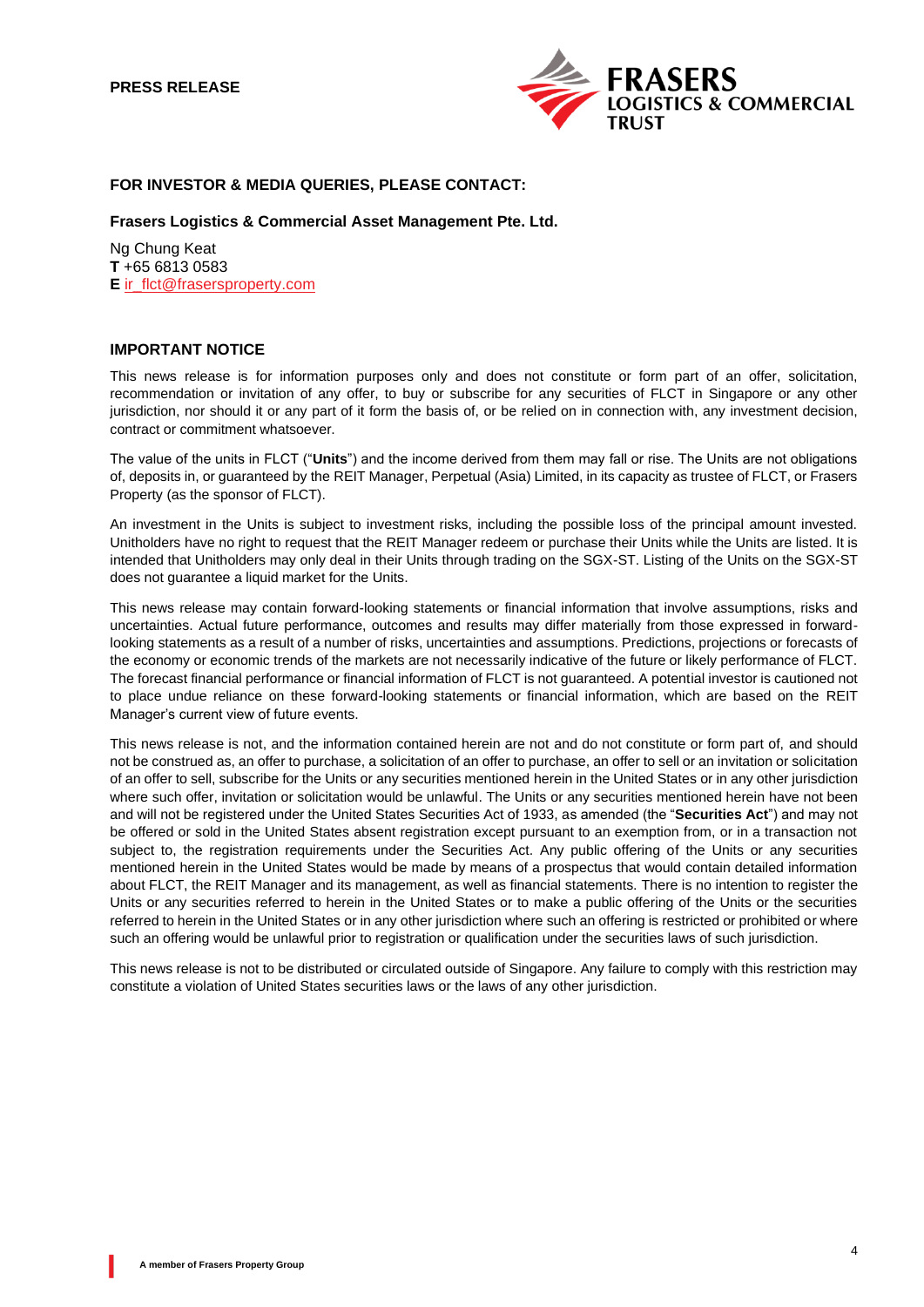**PRESS RELEASE**

**FOR INVESTOR & MEDIA QUERIES, PLEASE CONTACT:**

**Frasers Logistics & Commercial Asset Management Pte. Ltd.**

Ng Chung Keat
**T** +65 6813 0583
**E** ir_flct@frasersproperty.com

**IMPORTANT NOTICE**

This news release is for information purposes only and does not constitute or form part of an offer, solicitation, recommendation or invitation of any offer, to buy or subscribe for any securities of FLCT in Singapore or any other jurisdiction, nor should it or any part of it form the basis of, or be relied on in connection with, any investment decision, contract or commitment whatsoever.

The value of the units in FLCT ("**Units**") and the income derived from them may fall or rise. The Units are not obligations of, deposits in, or guaranteed by the REIT Manager, Perpetual (Asia) Limited, in its capacity as trustee of FLCT, or Frasers Property (as the sponsor of FLCT).

An investment in the Units is subject to investment risks, including the possible loss of the principal amount invested. Unitholders have no right to request that the REIT Manager redeem or purchase their Units while the Units are listed. It is intended that Unitholders may only deal in their Units through trading on the SGX-ST. Listing of the Units on the SGX-ST does not guarantee a liquid market for the Units.

This news release may contain forward-looking statements or financial information that involve assumptions, risks and uncertainties. Actual future performance, outcomes and results may differ materially from those expressed in forward-looking statements as a result of a number of risks, uncertainties and assumptions. Predictions, projections or forecasts of the economy or economic trends of the markets are not necessarily indicative of the future or likely performance of FLCT. The forecast financial performance or financial information of FLCT is not guaranteed. A potential investor is cautioned not to place undue reliance on these forward-looking statements or financial information, which are based on the REIT Manager's current view of future events.

This news release is not, and the information contained herein are not and do not constitute or form part of, and should not be construed as, an offer to purchase, a solicitation of an offer to purchase, an offer to sell or an invitation or solicitation of an offer to sell, subscribe for the Units or any securities mentioned herein in the United States or in any other jurisdiction where such offer, invitation or solicitation would be unlawful. The Units or any securities mentioned herein have not been and will not be registered under the United States Securities Act of 1933, as amended (the "**Securities Act**") and may not be offered or sold in the United States absent registration except pursuant to an exemption from, or in a transaction not subject to, the registration requirements under the Securities Act. Any public offering of the Units or any securities mentioned herein in the United States would be made by means of a prospectus that would contain detailed information about FLCT, the REIT Manager and its management, as well as financial statements. There is no intention to register the Units or any securities referred to herein in the United States or to make a public offering of the Units or the securities referred to herein in the United States or in any other jurisdiction where such an offering is restricted or prohibited or where such an offering would be unlawful prior to registration or qualification under the securities laws of such jurisdiction.

This news release is not to be distributed or circulated outside of Singapore. Any failure to comply with this restriction may constitute a violation of United States securities laws or the laws of any other jurisdiction.